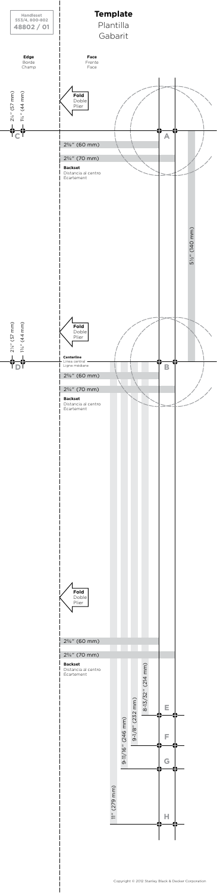**Handleset**
553/4, 800-802
**48802 / 01**

# Template

Plantilla

Gabarit

**Edge**
Borde
Champ

**Face**
Frente
Face

2¼" (57 mm)
1¾" (44 mm)

C

**Fold**
Doble
Plier

A

2⅜" (60 mm)

2¾" (70 mm)

**Backset**
Distancia al centro
Écartement

5½" (140 mm)

2¼" (57 mm)
1¾" (44 mm)

D

**Fold**
Doble
Plier

**Centerline**
Línea central
Ligne médiane

B

2⅜" (60 mm)

2¾" (70 mm)

**Backset**
Distancia al centro
Écartement

**Fold**
Doble
Plier

2⅜" (60 mm)

2¾" (70 mm)

**Backset**
Distancia al centro
Écartement

8-13/32" (214 mm)

9-1/8" (232 mm)

9-11/16" (246 mm)

11" (279 mm)

E

F

G

H

Copyright © 2012 Stanley Black & Decker Corporation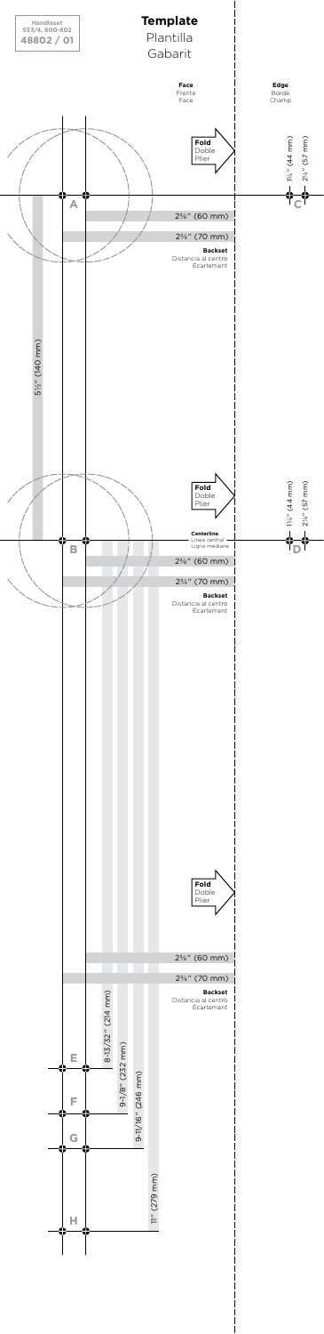Handleset
553/4, 800-802
**48802 / 01**

# Template

Plantilla

Gabarit

**Face**
Frente
Face

**Edge**
Borde
Champ

**Fold**
Doble
Plier

1¾" (44 mm)

2¼" (57 mm)

A

C

2⅜" (60 mm)

2¾" (70 mm)

**Backset**
Distancia al centro
Écartement

5½" (140 mm)

**Fold**
Doble
Plier

1¾" (44 mm)

2¼" (57 mm)

**Centerline**
Línea central
Ligne médiane

B

D

2⅜" (60 mm)

2¾" (70 mm)

**Backset**
Distancia al centro
Écartement

**Fold**
Doble
Plier

2⅜" (60 mm)

2¾" (70 mm)

**Backset**
Distancia al centro
Écartement

8-13/32" (214 mm)

9-1/8" (232 mm)

9-11/16" (246 mm)

11" (279 mm)

E

F

G

H